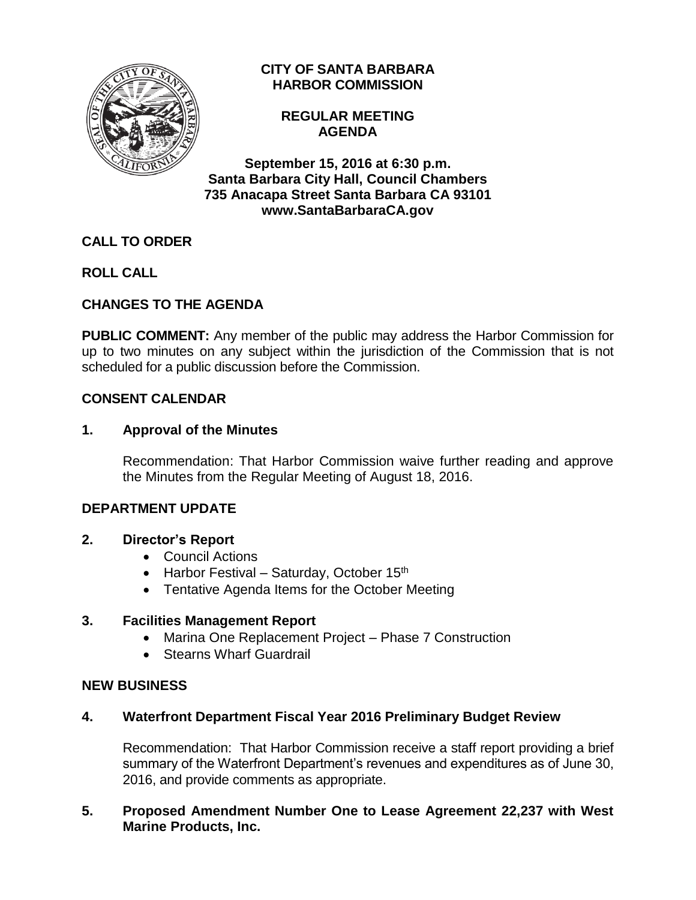# CITY OF SANTA BARBARA HARBOR COMMISSION

## REGULAR MEETING AGENDA

**September 15, 2016 at 6:30 p.m.**
**Santa Barbara City Hall, Council Chambers**
**735 Anacapa Street Santa Barbara CA 93101**
**www.SantaBarbaraCA.gov**

## CALL TO ORDER

## ROLL CALL

## CHANGES TO THE AGENDA

**PUBLIC COMMENT:** Any member of the public may address the Harbor Commission for up to two minutes on any subject within the jurisdiction of the Commission that is not scheduled for a public discussion before the Commission.

## CONSENT CALENDAR

### 1. Approval of the Minutes

Recommendation: That Harbor Commission waive further reading and approve the Minutes from the Regular Meeting of August 18, 2016.

## DEPARTMENT UPDATE

### 2. Director's Report

- Council Actions
- Harbor Festival – Saturday, October 15th
- Tentative Agenda Items for the October Meeting

### 3. Facilities Management Report

- Marina One Replacement Project – Phase 7 Construction
- Stearns Wharf Guardrail

## NEW BUSINESS

### 4. Waterfront Department Fiscal Year 2016 Preliminary Budget Review

Recommendation: That Harbor Commission receive a staff report providing a brief summary of the Waterfront Department's revenues and expenditures as of June 30, 2016, and provide comments as appropriate.

### 5. Proposed Amendment Number One to Lease Agreement 22,237 with West Marine Products, Inc.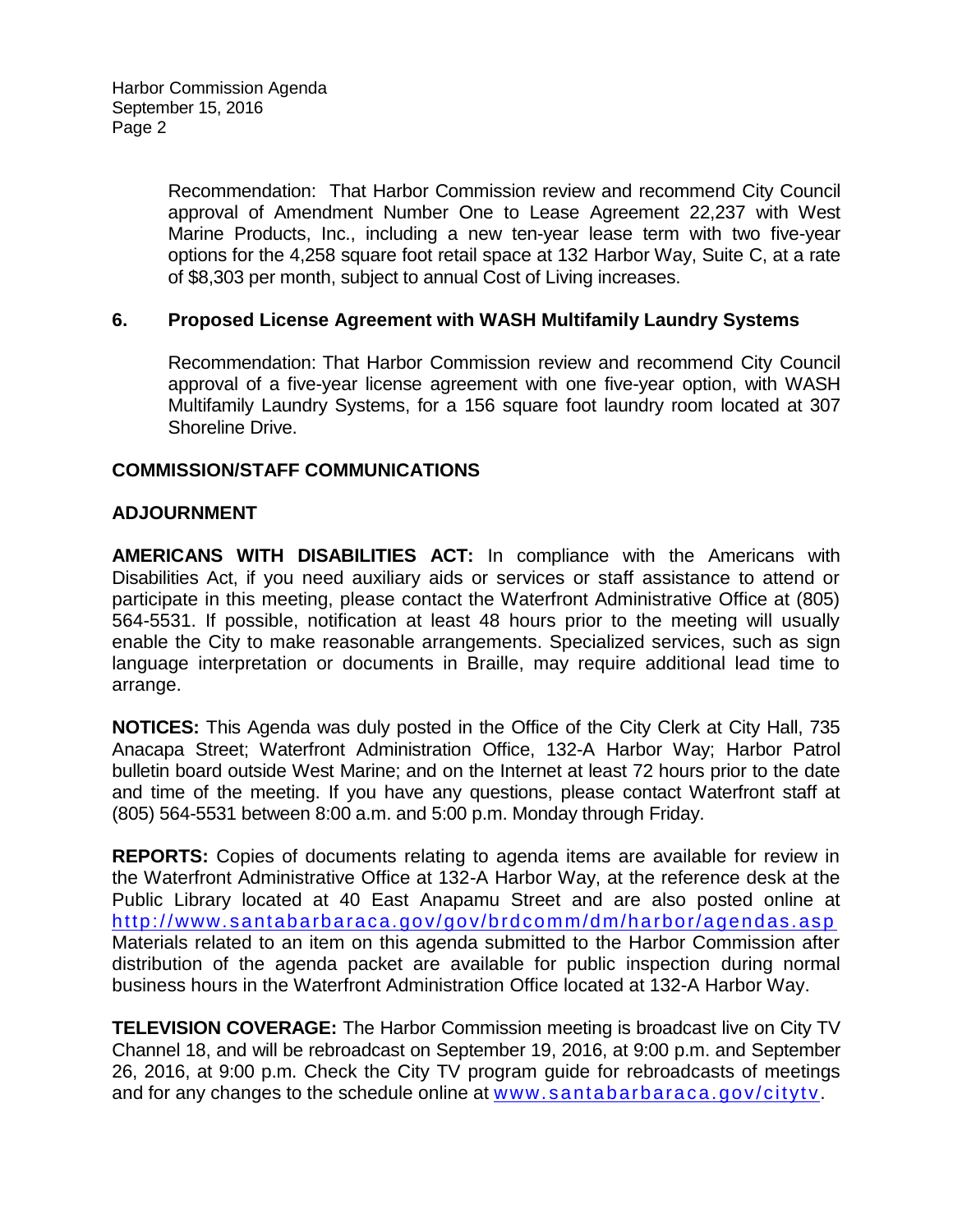Recommendation: That Harbor Commission review and recommend City Council approval of Amendment Number One to Lease Agreement 22,237 with West Marine Products, Inc., including a new ten-year lease term with two five-year options for the 4,258 square foot retail space at 132 Harbor Way, Suite C, at a rate of $8,303 per month, subject to annual Cost of Living increases.

### 6. Proposed License Agreement with WASH Multifamily Laundry Systems

Recommendation: That Harbor Commission review and recommend City Council approval of a five-year license agreement with one five-year option, with WASH Multifamily Laundry Systems, for a 156 square foot laundry room located at 307 Shoreline Drive.

## COMMISSION/STAFF COMMUNICATIONS

## ADJOURNMENT

**AMERICANS WITH DISABILITIES ACT:** In compliance with the Americans with Disabilities Act, if you need auxiliary aids or services or staff assistance to attend or participate in this meeting, please contact the Waterfront Administrative Office at (805) 564-5531. If possible, notification at least 48 hours prior to the meeting will usually enable the City to make reasonable arrangements. Specialized services, such as sign language interpretation or documents in Braille, may require additional lead time to arrange.

**NOTICES:** This Agenda was duly posted in the Office of the City Clerk at City Hall, 735 Anacapa Street; Waterfront Administration Office, 132-A Harbor Way; Harbor Patrol bulletin board outside West Marine; and on the Internet at least 72 hours prior to the date and time of the meeting. If you have any questions, please contact Waterfront staff at (805) 564-5531 between 8:00 a.m. and 5:00 p.m. Monday through Friday.

**REPORTS:** Copies of documents relating to agenda items are available for review in the Waterfront Administrative Office at 132-A Harbor Way, at the reference desk at the Public Library located at 40 East Anapamu Street and are also posted online at http://www.santabarbaraca.gov/gov/brdcomm/dm/harbor/agendas.asp Materials related to an item on this agenda submitted to the Harbor Commission after distribution of the agenda packet are available for public inspection during normal business hours in the Waterfront Administration Office located at 132-A Harbor Way.

**TELEVISION COVERAGE:** The Harbor Commission meeting is broadcast live on City TV Channel 18, and will be rebroadcast on September 19, 2016, at 9:00 p.m. and September 26, 2016, at 9:00 p.m. Check the City TV program guide for rebroadcasts of meetings and for any changes to the schedule online at www.santabarbaraca.gov/citytv.